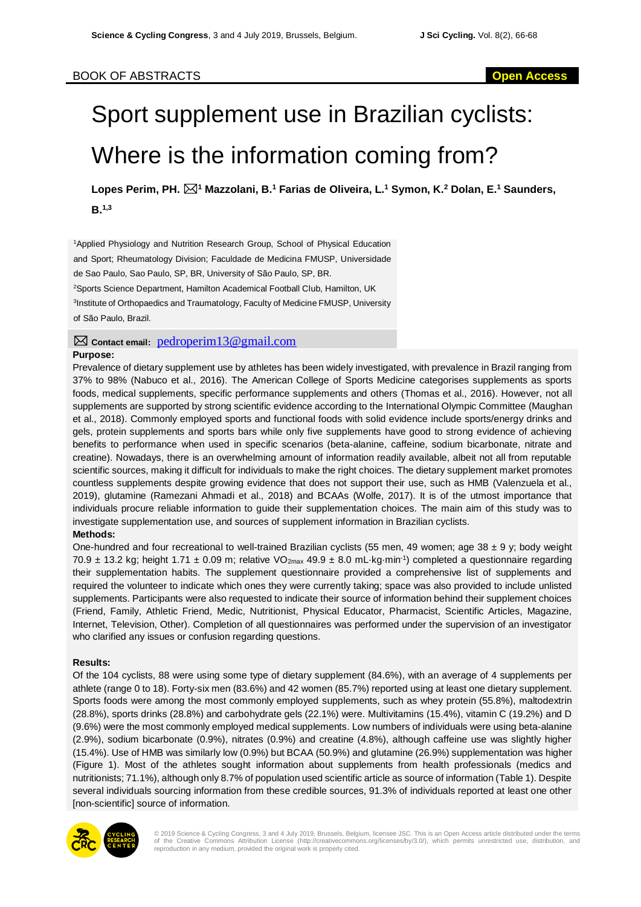BOOK OF ABSTRACTS

Open Access

# Sport supplement use in Brazilian cyclists: Where is the information coming from?

**Lopes Perim, PH.** [1] **Mazzolani, B.**[1] **Farias de Oliveira, L.**[1] **Symon, K.**[2] **Dolan, E.**[1] **Saunders, B.**[1,3]

[1]Applied Physiology and Nutrition Research Group, School of Physical Education and Sport; Rheumatology Division; Faculdade de Medicina FMUSP, Universidade de Sao Paulo, Sao Paulo, SP, BR, University of São Paulo, SP, BR.

[2]Sports Science Department, Hamilton Academical Football Club, Hamilton, UK

[3]Institute of Orthopaedics and Traumatology, Faculty of Medicine FMUSP, University of São Paulo, Brazil.

**Contact email:** pedroperim13@gmail.com

**Purpose:**

Prevalence of dietary supplement use by athletes has been widely investigated, with prevalence in Brazil ranging from 37% to 98% (Nabuco et al., 2016). The American College of Sports Medicine categorises supplements as sports foods, medical supplements, specific performance supplements and others (Thomas et al., 2016). However, not all supplements are supported by strong scientific evidence according to the International Olympic Committee (Maughan et al., 2018). Commonly employed sports and functional foods with solid evidence include sports/energy drinks and gels, protein supplements and sports bars while only five supplements have good to strong evidence of achieving benefits to performance when used in specific scenarios (beta-alanine, caffeine, sodium bicarbonate, nitrate and creatine). Nowadays, there is an overwhelming amount of information readily available, albeit not all from reputable scientific sources, making it difficult for individuals to make the right choices. The dietary supplement market promotes countless supplements despite growing evidence that does not support their use, such as HMB (Valenzuela et al., 2019), glutamine (Ramezani Ahmadi et al., 2018) and BCAAs (Wolfe, 2017). It is of the utmost importance that individuals procure reliable information to guide their supplementation choices. The main aim of this study was to investigate supplementation use, and sources of supplement information in Brazilian cyclists.

**Methods:**

One-hundred and four recreational to well-trained Brazilian cyclists (55 men, 49 women; age 38 ± 9 y; body weight 70.9 ± 13.2 kg; height 1.71 ± 0.09 m; relative $VO_{2max}$ 49.9 ± 8.0 $mL \cdot kg \cdot min^{-1}$) completed a questionnaire regarding their supplementation habits. The supplement questionnaire provided a comprehensive list of supplements and required the volunteer to indicate which ones they were currently taking; space was also provided to include unlisted supplements. Participants were also requested to indicate their source of information behind their supplement choices (Friend, Family, Athletic Friend, Medic, Nutritionist, Physical Educator, Pharmacist, Scientific Articles, Magazine, Internet, Television, Other). Completion of all questionnaires was performed under the supervision of an investigator who clarified any issues or confusion regarding questions.

**Results:**

Of the 104 cyclists, 88 were using some type of dietary supplement (84.6%), with an average of 4 supplements per athlete (range 0 to 18). Forty-six men (83.6%) and 42 women (85.7%) reported using at least one dietary supplement. Sports foods were among the most commonly employed supplements, such as whey protein (55.8%), maltodextrin (28.8%), sports drinks (28.8%) and carbohydrate gels (22.1%) were. Multivitamins (15.4%), vitamin C (19.2%) and D (9.6%) were the most commonly employed medical supplements. Low numbers of individuals were using beta-alanine (2.9%), sodium bicarbonate (0.9%), nitrates (0.9%) and creatine (4.8%), although caffeine use was slightly higher (15.4%). Use of HMB was similarly low (0.9%) but BCAA (50.9%) and glutamine (26.9%) supplementation was higher (Figure 1). Most of the athletes sought information about supplements from health professionals (medics and nutritionists; 71.1%), although only 8.7% of population used scientific article as source of information (Table 1). Despite several individuals sourcing information from these credible sources, 91.3% of individuals reported at least one other [non-scientific] source of information.

© 2019 Science & Cycling Congress, 3 and 4 July 2019, Brussels, Belgium, licensee JSC. This is an Open Access article distributed under the terms of the Creative Commons Attribution License (http://creativecommons.org/licenses/by/3.0/), which permits unrestricted use, distribution, and reproduction in any medium, provided the original work is properly cited.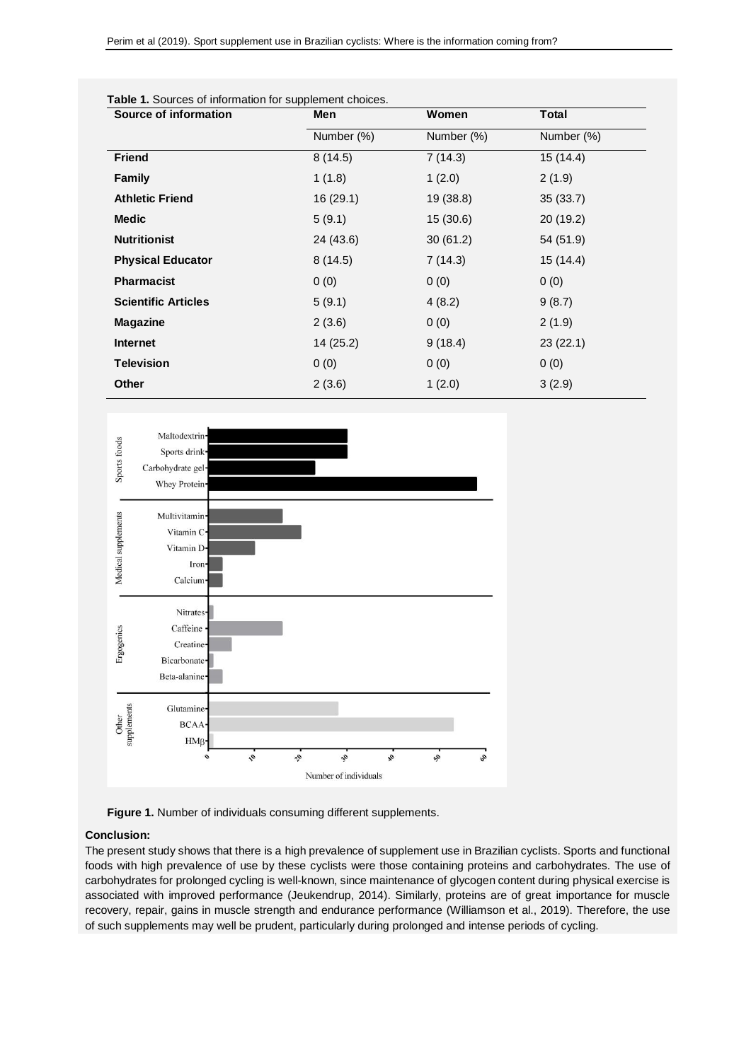**Table 1.** Sources of information for supplement choices.

| Source of information | Men | Women | Total |
|---|---|---|---|
| | Number (%) | Number (%) | Number (%) |
| **Friend** | 8 (14.5) | 7 (14.3) | 15 (14.4) |
| **Family** | 1 (1.8) | 1 (2.0) | 2 (1.9) |
| **Athletic Friend** | 16 (29.1) | 19 (38.8) | 35 (33.7) |
| **Medic** | 5 (9.1) | 15 (30.6) | 20 (19.2) |
| **Nutritionist** | 24 (43.6) | 30 (61.2) | 54 (51.9) |
| **Physical Educator** | 8 (14.5) | 7 (14.3) | 15 (14.4) |
| **Pharmacist** | 0 (0) | 0 (0) | 0 (0) |
| **Scientific Articles** | 5 (9.1) | 4 (8.2) | 9 (8.7) |
| **Magazine** | 2 (3.6) | 0 (0) | 2 (1.9) |
| **Internet** | 14 (25.2) | 9 (18.4) | 23 (22.1) |
| **Television** | 0 (0) | 0 (0) | 0 (0) |
| **Other** | 2 (3.6) | 1 (2.0) | 3 (2.9) |

**Figure 1.** Number of individuals consuming different supplements.

**Conclusion:**

The present study shows that there is a high prevalence of supplement use in Brazilian cyclists. Sports and functional foods with high prevalence of use by these cyclists were those containing proteins and carbohydrates. The use of carbohydrates for prolonged cycling is well-known, since maintenance of glycogen content during physical exercise is associated with improved performance (Jeukendrup, 2014). Similarly, proteins are of great importance for muscle recovery, repair, gains in muscle strength and endurance performance (Williamson et al., 2019). Therefore, the use of such supplements may well be prudent, particularly during prolonged and intense periods of cycling.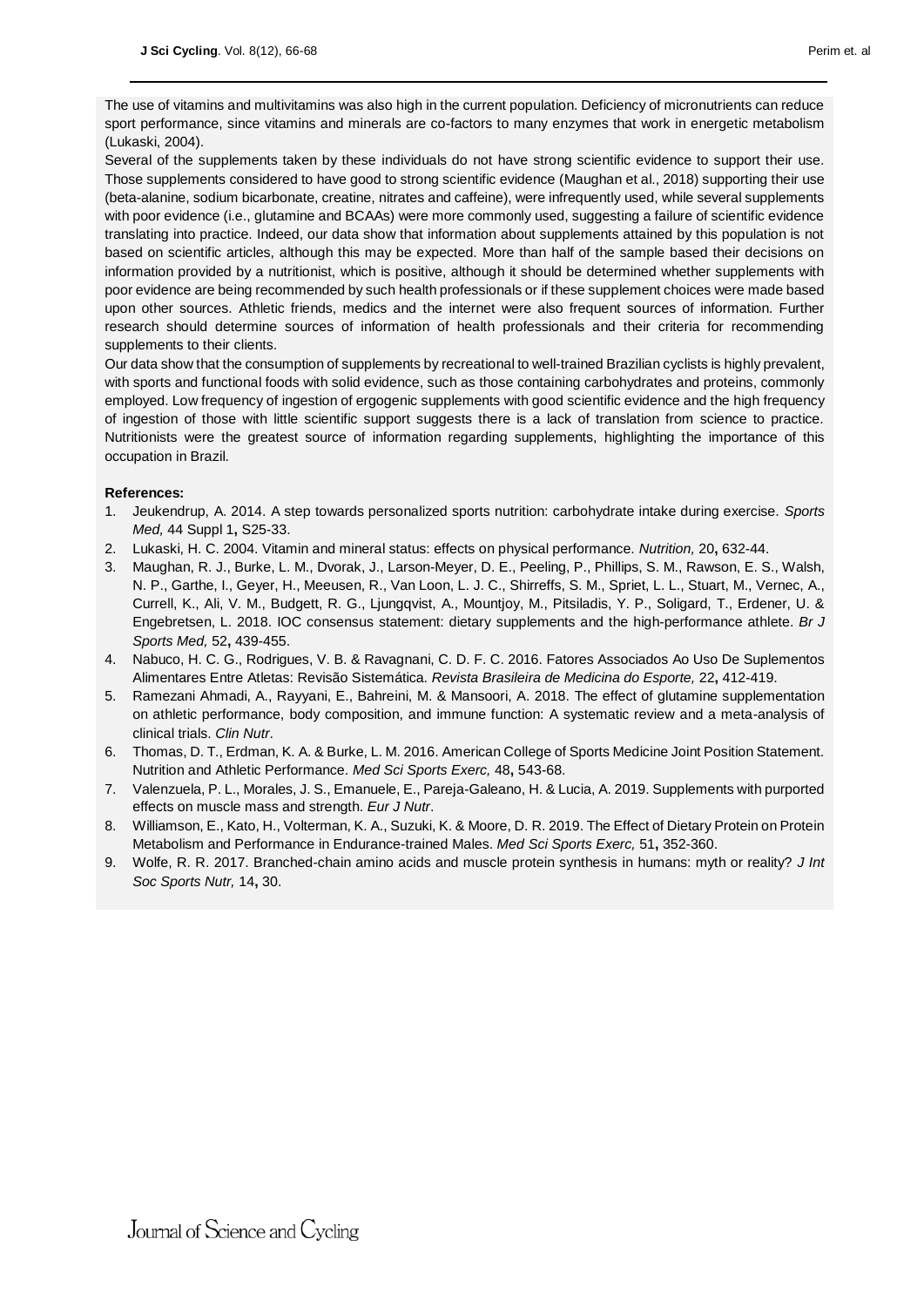The use of vitamins and multivitamins was also high in the current population. Deficiency of micronutrients can reduce sport performance, since vitamins and minerals are co-factors to many enzymes that work in energetic metabolism (Lukaski, 2004).

Several of the supplements taken by these individuals do not have strong scientific evidence to support their use. Those supplements considered to have good to strong scientific evidence (Maughan et al., 2018) supporting their use (beta-alanine, sodium bicarbonate, creatine, nitrates and caffeine), were infrequently used, while several supplements with poor evidence (i.e., glutamine and BCAAs) were more commonly used, suggesting a failure of scientific evidence translating into practice. Indeed, our data show that information about supplements attained by this population is not based on scientific articles, although this may be expected. More than half of the sample based their decisions on information provided by a nutritionist, which is positive, although it should be determined whether supplements with poor evidence are being recommended by such health professionals or if these supplement choices were made based upon other sources. Athletic friends, medics and the internet were also frequent sources of information. Further research should determine sources of information of health professionals and their criteria for recommending supplements to their clients.

Our data show that the consumption of supplements by recreational to well-trained Brazilian cyclists is highly prevalent, with sports and functional foods with solid evidence, such as those containing carbohydrates and proteins, commonly employed. Low frequency of ingestion of ergogenic supplements with good scientific evidence and the high frequency of ingestion of those with little scientific support suggests there is a lack of translation from science to practice. Nutritionists were the greatest source of information regarding supplements, highlighting the importance of this occupation in Brazil.

**References:**

1. Jeukendrup, A. 2014. A step towards personalized sports nutrition: carbohydrate intake during exercise. *Sports Med,* 44 Suppl 1**,** S25-33.
2. Lukaski, H. C. 2004. Vitamin and mineral status: effects on physical performance. *Nutrition,* 20**,** 632-44.
3. Maughan, R. J., Burke, L. M., Dvorak, J., Larson-Meyer, D. E., Peeling, P., Phillips, S. M., Rawson, E. S., Walsh, N. P., Garthe, I., Geyer, H., Meeusen, R., Van Loon, L. J. C., Shirreffs, S. M., Spriet, L. L., Stuart, M., Vernec, A., Currell, K., Ali, V. M., Budgett, R. G., Ljungqvist, A., Mountjoy, M., Pitsiladis, Y. P., Soligard, T., Erdener, U. & Engebretsen, L. 2018. IOC consensus statement: dietary supplements and the high-performance athlete. *Br J Sports Med,* 52**,** 439-455.
4. Nabuco, H. C. G., Rodrigues, V. B. & Ravagnani, C. D. F. C. 2016. Fatores Associados Ao Uso De Suplementos Alimentares Entre Atletas: Revisão Sistemática. *Revista Brasileira de Medicina do Esporte,* 22**,** 412-419.
5. Ramezani Ahmadi, A., Rayyani, E., Bahreini, M. & Mansoori, A. 2018. The effect of glutamine supplementation on athletic performance, body composition, and immune function: A systematic review and a meta-analysis of clinical trials. *Clin Nutr*.
6. Thomas, D. T., Erdman, K. A. & Burke, L. M. 2016. American College of Sports Medicine Joint Position Statement. Nutrition and Athletic Performance. *Med Sci Sports Exerc,* 48**,** 543-68.
7. Valenzuela, P. L., Morales, J. S., Emanuele, E., Pareja-Galeano, H. & Lucia, A. 2019. Supplements with purported effects on muscle mass and strength. *Eur J Nutr*.
8. Williamson, E., Kato, H., Volterman, K. A., Suzuki, K. & Moore, D. R. 2019. The Effect of Dietary Protein on Protein Metabolism and Performance in Endurance-trained Males. *Med Sci Sports Exerc,* 51**,** 352-360.
9. Wolfe, R. R. 2017. Branched-chain amino acids and muscle protein synthesis in humans: myth or reality? *J Int Soc Sports Nutr,* 14**,** 30.